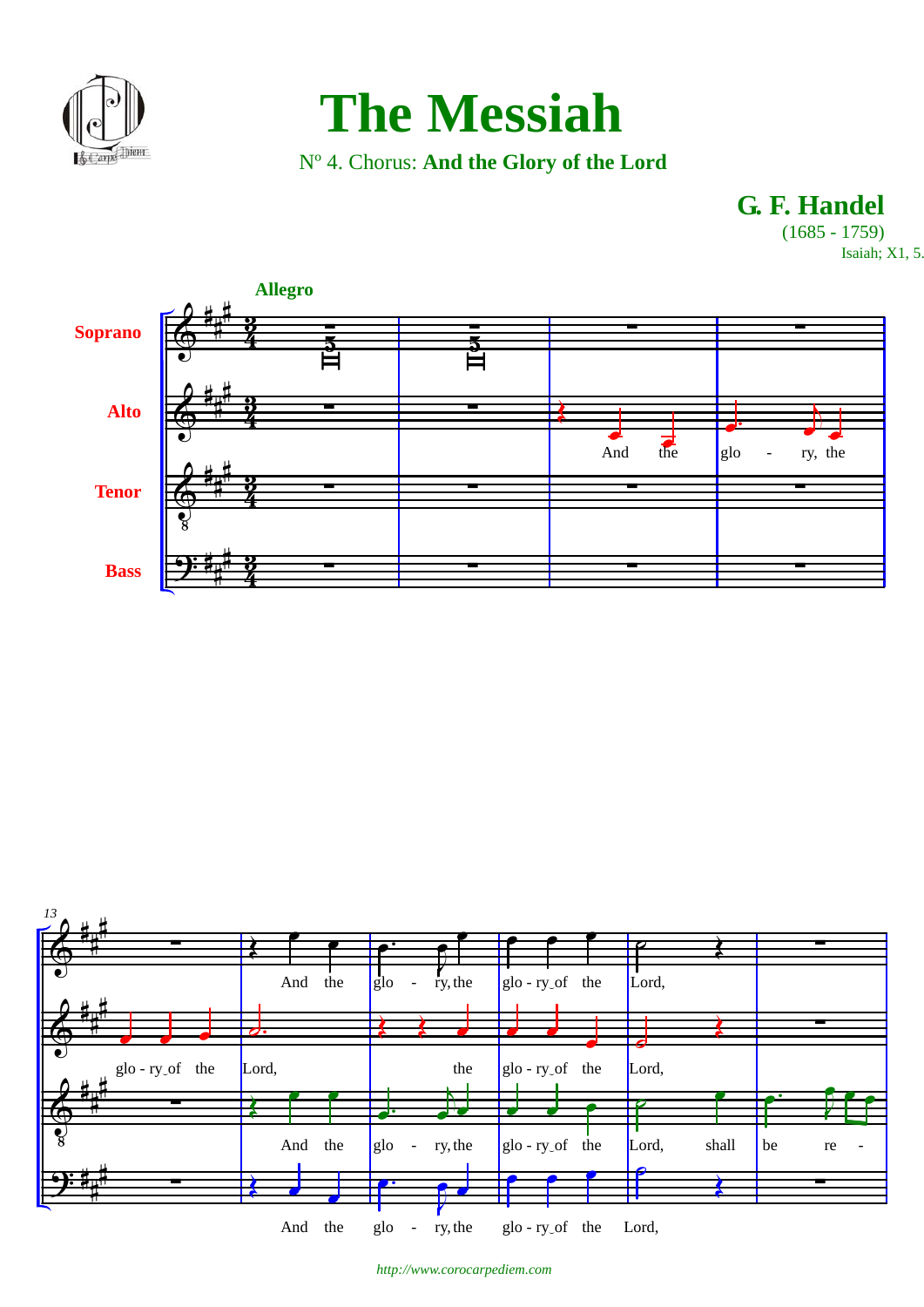# The Messiah

Nº 4. Chorus: **And the Glory of the Lord**

**G. F. Handel**
(1685 - 1759)
Isaiah; X1, 5.

**Allegro**

Soprano
Alto
Tenor
Bass

And the glo - ry, the

13

And the glo - ry, the glo - ry of the Lord,

glo - ry of the Lord, the glo - ry of the Lord,

And the glo - ry, the glo - ry of the Lord, shall be re -

And the glo - ry, the glo - ry of the Lord,

http://www.corocarpediem.com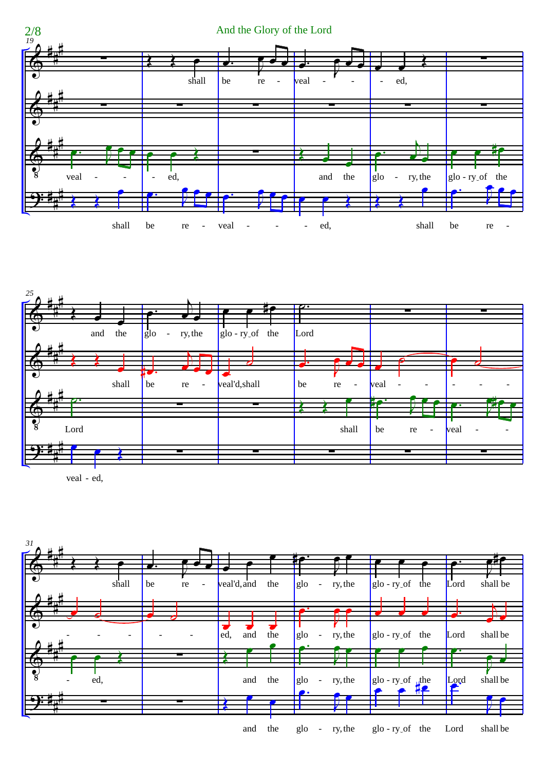And the Glory of the Lord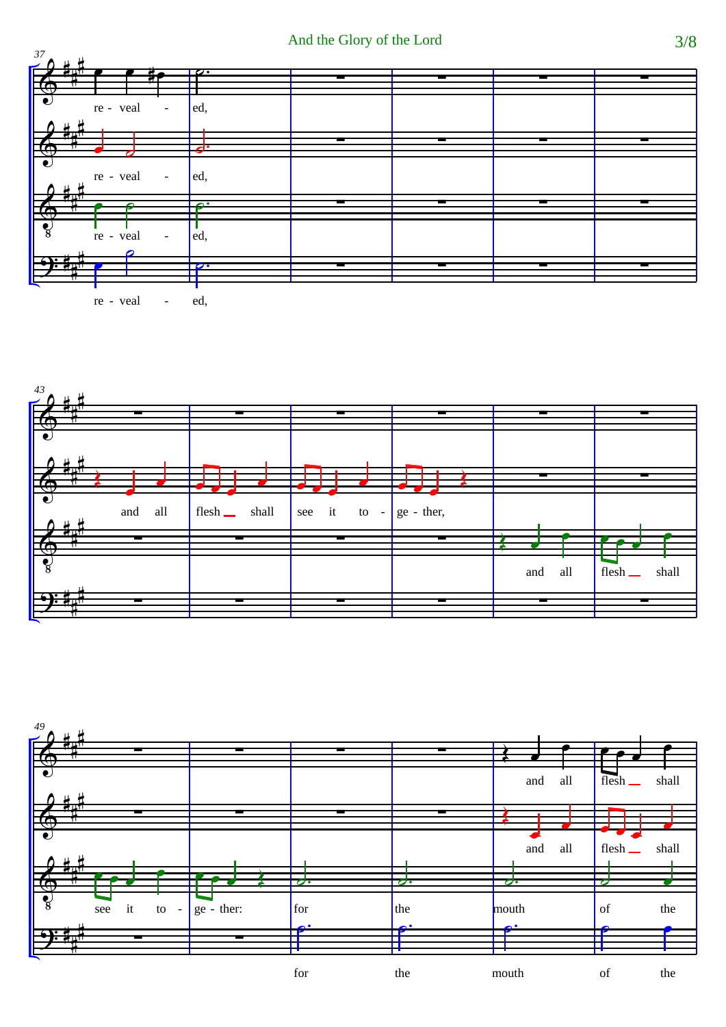re - veal - ed,

re - veal - ed,

re - veal - ed,

re - veal - ed,

and all flesh shall see it to - ge - ther,

and all flesh shall

and all flesh shall

and all flesh shall

see it to - ge - ther: for the mouth of the

for the mouth of the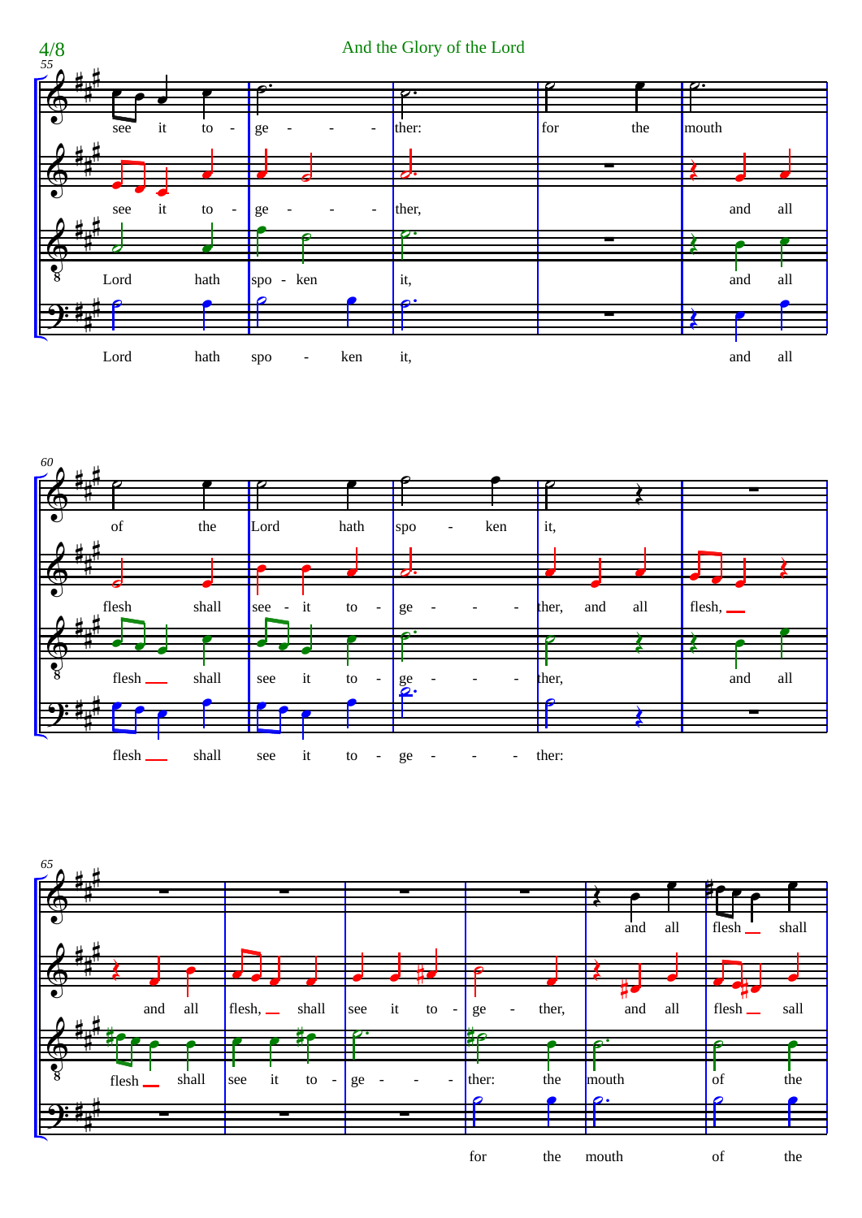# And the Glory of the Lord

55

see it to - ge - - - ther: for the mouth

see it to - ge - - - ther, and all

Lord hath spo - ken it, and all

Lord hath spo - ken it, and all

60

of the Lord hath spo - ken it,

flesh shall see - it to - ge - - - ther, and all flesh, ___

flesh ___ shall see it to - ge - - - ther, and all

flesh ___ shall see it to - ge - - - ther:

65

and all flesh ___ shall

and all flesh, ___ shall see it to - ge - ther, and all flesh ___ sall

flesh ___ shall see it to - ge - - - ther: the mouth of the

for the mouth of the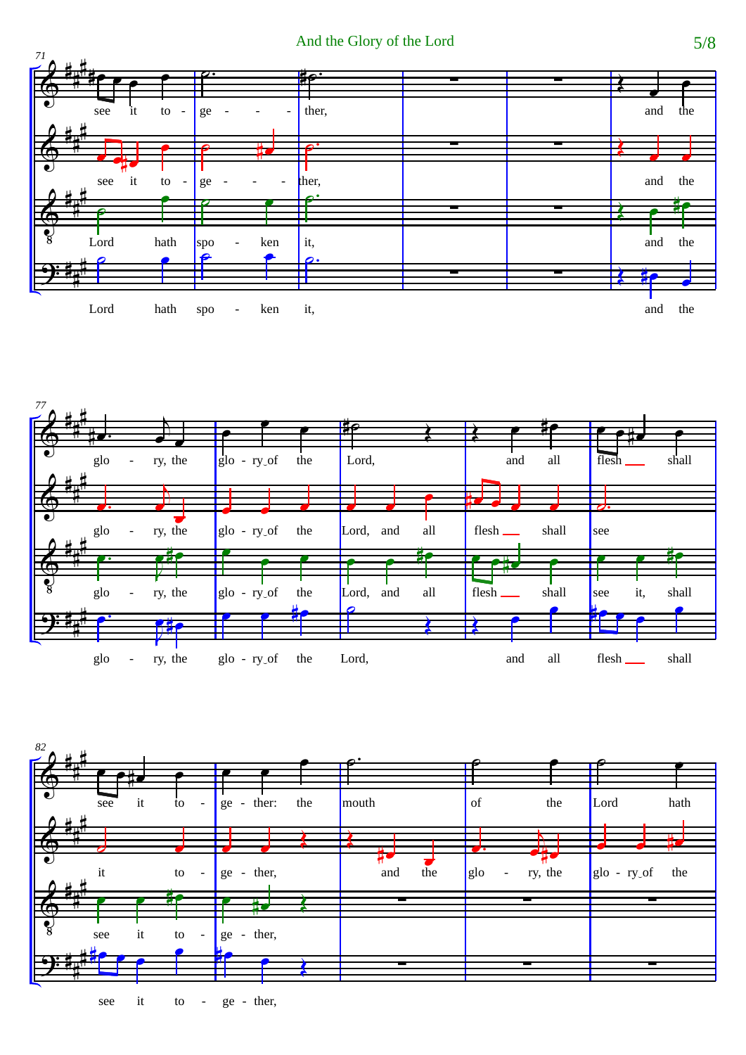**71**

see it to - ge - - - ther, and the

see it to - ge - - - ther, and the

Lord hath spo - ken it, and the

Lord hath spo - ken it, and the

**77**

glo - ry, the glo - ry of the Lord, and all flesh shall

glo - ry, the glo - ry of the Lord, and all flesh shall see

glo - ry, the glo - ry of the Lord, and all flesh shall see it, shall

glo - ry, the glo - ry of the Lord, and all flesh shall

**82**

see it to - ge - ther: the mouth of the Lord hath

it to - ge - ther, and the glo - ry, the glo - ry of the

see it to - ge - ther,

see it to - ge - ther,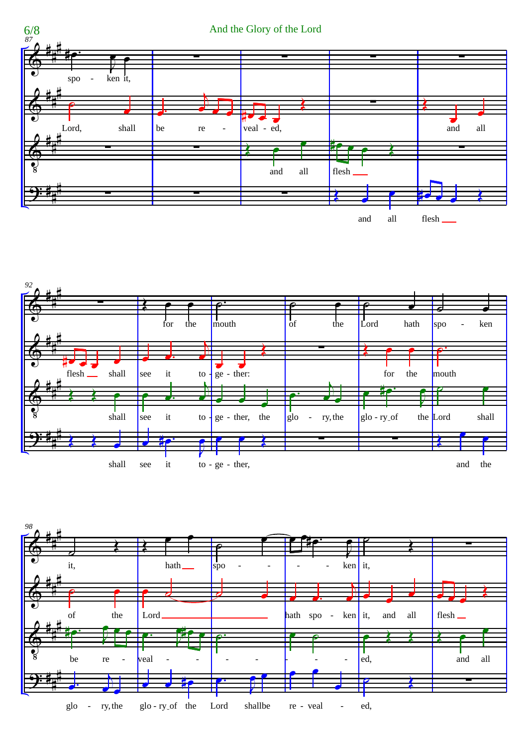6/8

# And the Glory of the Lord

87

spo - ken it,

Lord, shall be re - veal - ed, and all

and all flesh

and all flesh

92

for the mouth of the Lord hath spo - ken

flesh shall see it to - ge - ther: for the mouth

shall see it to - ge - ther, the glo - ry, the glo - ry of the Lord shall

shall see it to - ge - ther, and the

98

it, hath spo - - - - ken it,

of the Lord hath spo - ken it, and all flesh

be re - veal - - - - - - - ed, and all

glo - ry, the glo - ry of the Lord shall be re - veal - ed,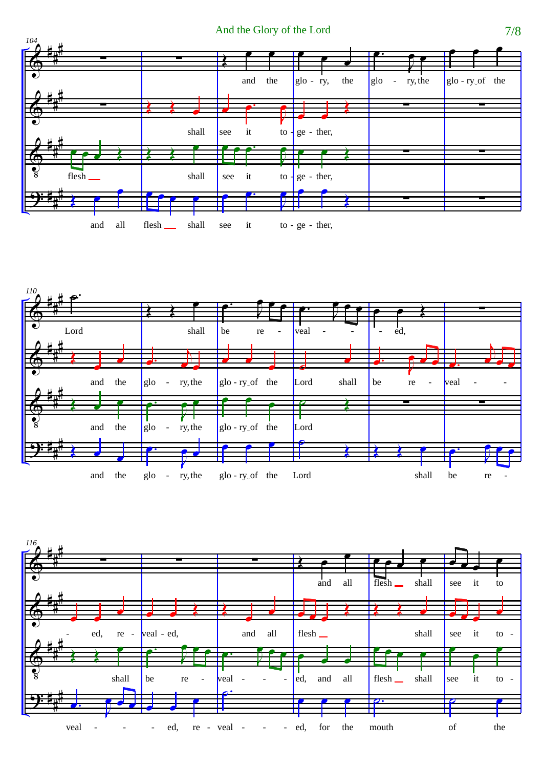104

and the glo - ry, the glo - ry, the glo - ry of the

shall see it to - ge - ther,

flesh __ shall see it to - ge - ther,

and all flesh __ shall see it to - ge - ther,

110

Lord shall be re - veal - - - ed,

and the glo - ry, the glo - ry of the Lord shall be re - veal - - -

and the glo - ry, the glo - ry of the Lord

and the glo - ry, the glo - ry of the Lord shall be re -

116

and all flesh __ shall see it to

- ed, re - veal - ed, and all flesh __ shall see it to -

shall be re - veal - - - ed, and all flesh __ shall see it to -

veal - - - ed, re - veal - - - ed, for the mouth of the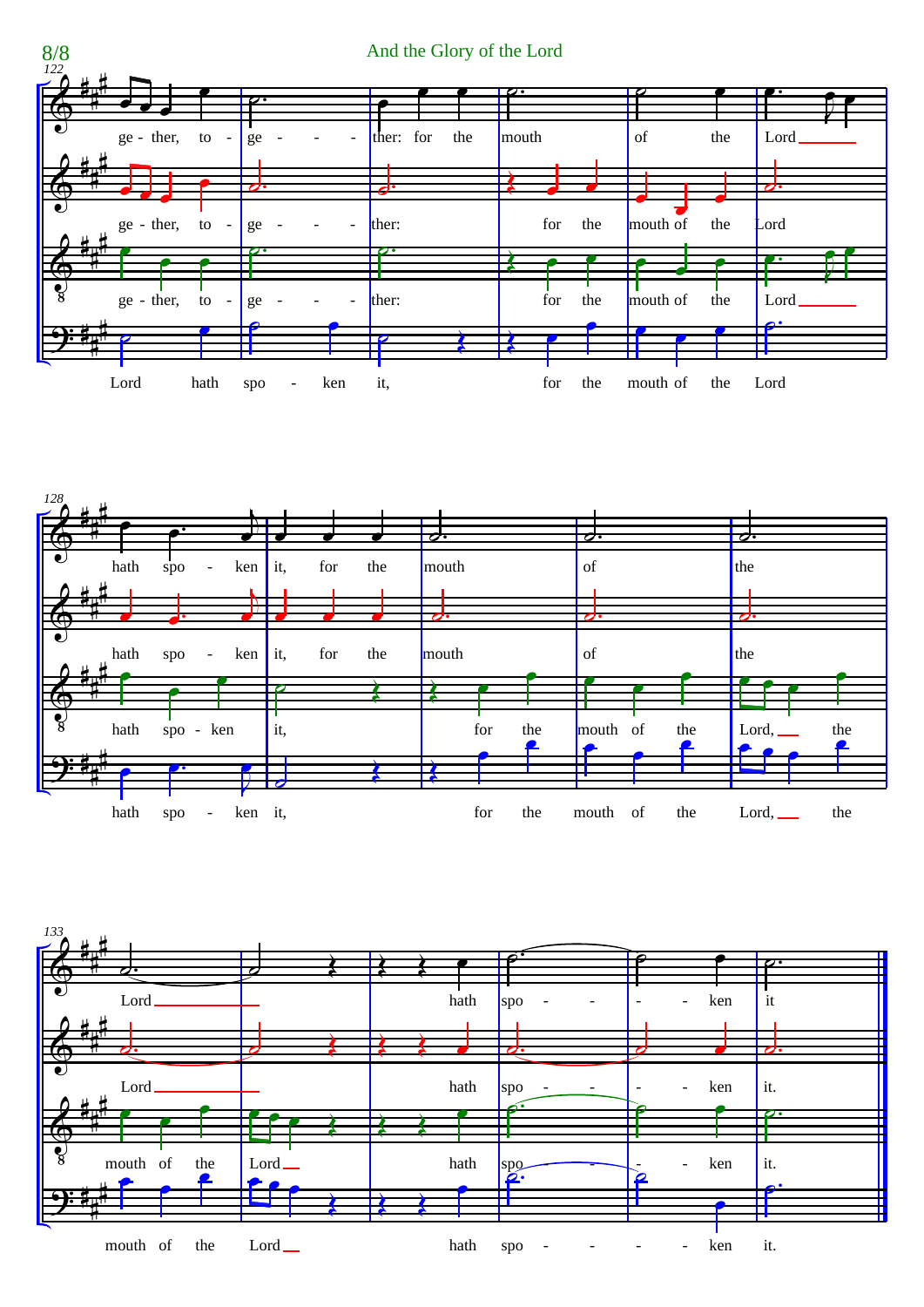And the Glory of the Lord

122

ge - ther, to - ge - - - ther: for the mouth of the Lord

ge - ther, to - ge - - - ther: for the mouth of the Lord

ge - ther, to - ge - - - ther: for the mouth of the Lord

Lord hath spo - ken it, for the mouth of the Lord

128

hath spo - ken it, for the mouth of the

hath spo - ken it, for the mouth of the

hath spo - ken it, for the mouth of the Lord, the

hath spo - ken it, for the mouth of the Lord, the

133

Lord hath spo - - - - ken it

Lord hath spo - - - - ken it.

mouth of the Lord hath spo - - - ken it.

mouth of the Lord hath spo - - - - ken it.